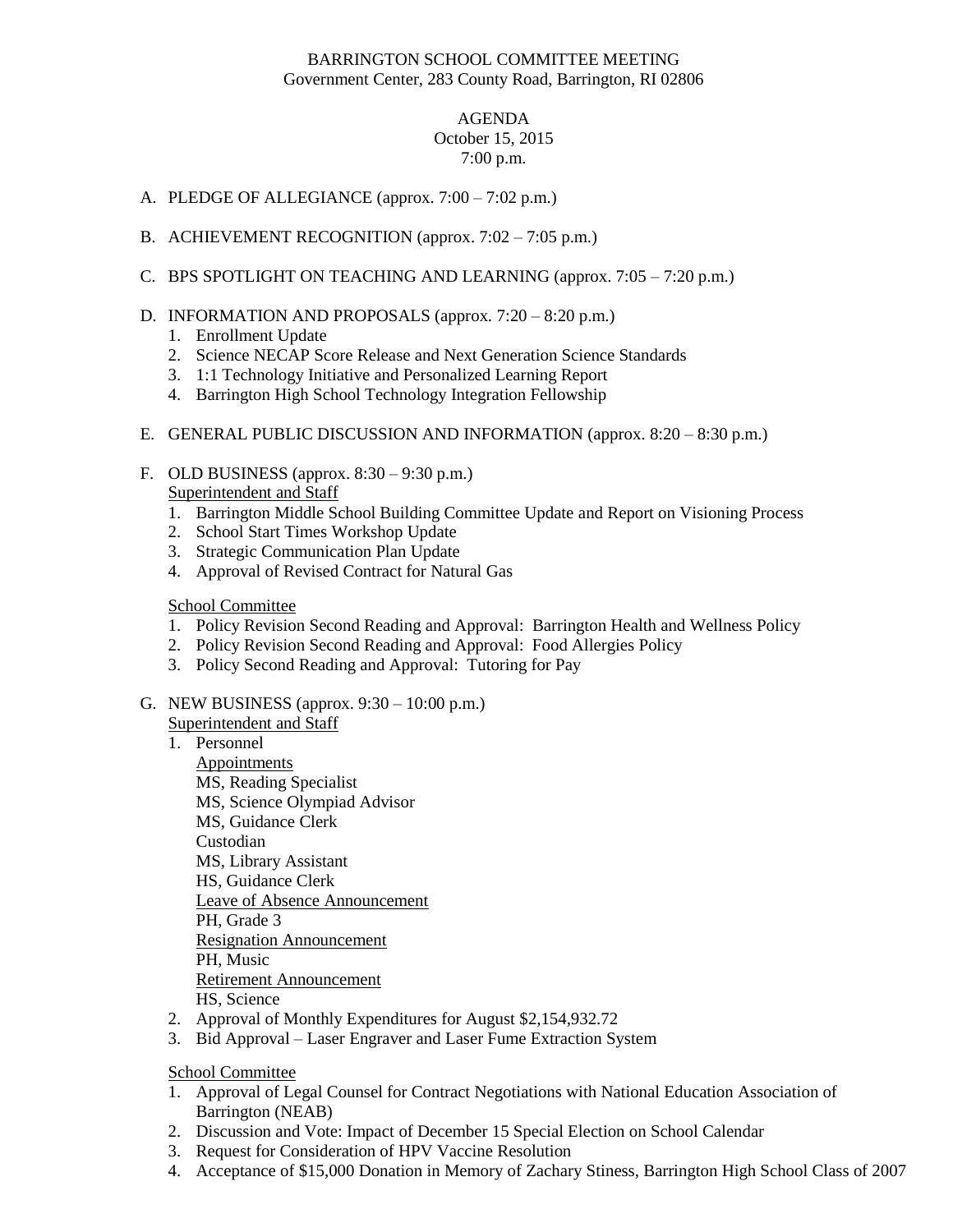BARRINGTON SCHOOL COMMITTEE MEETING
Government Center, 283 County Road, Barrington, RI 02806

AGENDA
October 15, 2015
7:00 p.m.

A. PLEDGE OF ALLEGIANCE (approx. 7:00 – 7:02 p.m.)

B. ACHIEVEMENT RECOGNITION (approx. 7:02 – 7:05 p.m.)

C. BPS SPOTLIGHT ON TEACHING AND LEARNING (approx. 7:05 – 7:20 p.m.)

D. INFORMATION AND PROPOSALS (approx. 7:20 – 8:20 p.m.)
   1. Enrollment Update
   2. Science NECAP Score Release and Next Generation Science Standards
   3. 1:1 Technology Initiative and Personalized Learning Report
   4. Barrington High School Technology Integration Fellowship

E. GENERAL PUBLIC DISCUSSION AND INFORMATION (approx. 8:20 – 8:30 p.m.)

F. OLD BUSINESS (approx. 8:30 – 9:30 p.m.)

   <u>Superintendent and Staff</u>
   1. Barrington Middle School Building Committee Update and Report on Visioning Process
   2. School Start Times Workshop Update
   3. Strategic Communication Plan Update
   4. Approval of Revised Contract for Natural Gas

   <u>School Committee</u>
   1. Policy Revision Second Reading and Approval: Barrington Health and Wellness Policy
   2. Policy Revision Second Reading and Approval: Food Allergies Policy
   3. Policy Second Reading and Approval: Tutoring for Pay

G. NEW BUSINESS (approx. 9:30 – 10:00 p.m.)

   <u>Superintendent and Staff</u>
   1. Personnel
      <u>Appointments</u>
      MS, Reading Specialist
      MS, Science Olympiad Advisor
      MS, Guidance Clerk
      Custodian
      MS, Library Assistant
      HS, Guidance Clerk
      <u>Leave of Absence Announcement</u>
      PH, Grade 3
      <u>Resignation Announcement</u>
      PH, Music
      <u>Retirement Announcement</u>
      HS, Science
   2. Approval of Monthly Expenditures for August $2,154,932.72
   3. Bid Approval – Laser Engraver and Laser Fume Extraction System

   <u>School Committee</u>
   1. Approval of Legal Counsel for Contract Negotiations with National Education Association of Barrington (NEAB)
   2. Discussion and Vote: Impact of December 15 Special Election on School Calendar
   3. Request for Consideration of HPV Vaccine Resolution
   4. Acceptance of $15,000 Donation in Memory of Zachary Stiness, Barrington High School Class of 2007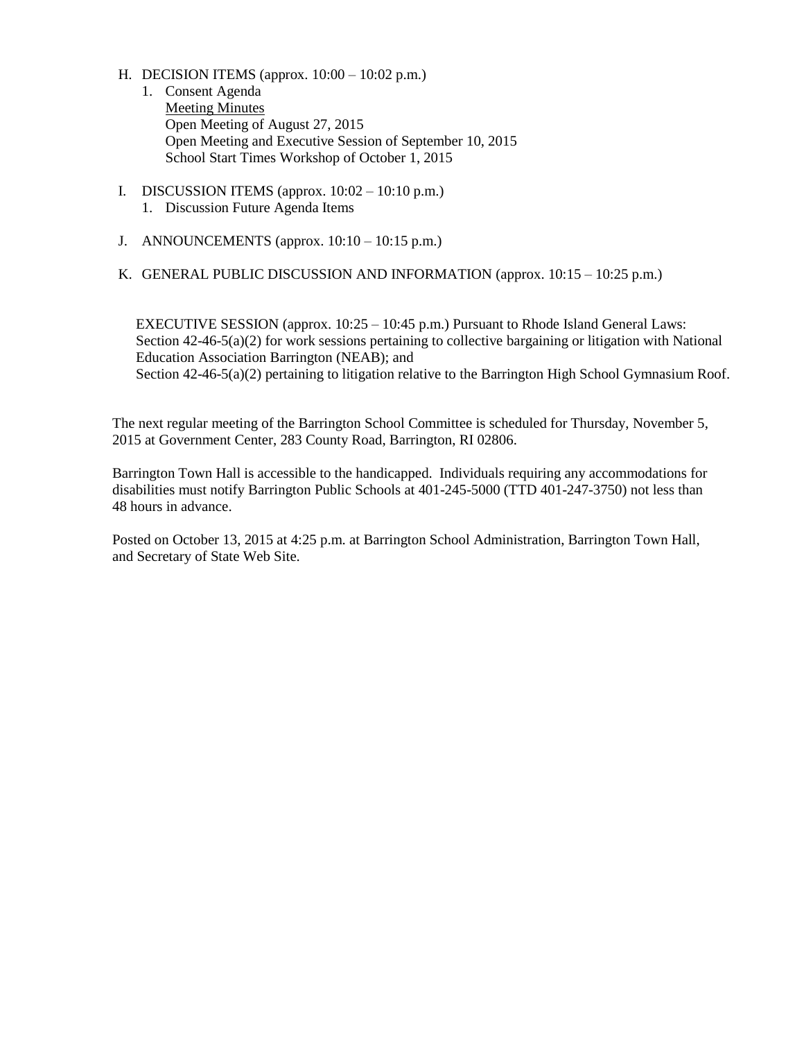H. DECISION ITEMS (approx. 10:00 – 10:02 p.m.)
   1. Consent Agenda
      Meeting Minutes
      Open Meeting of August 27, 2015
      Open Meeting and Executive Session of September 10, 2015
      School Start Times Workshop of October 1, 2015

I. DISCUSSION ITEMS (approx. 10:02 – 10:10 p.m.)
   1. Discussion Future Agenda Items

J. ANNOUNCEMENTS (approx. 10:10 – 10:15 p.m.)

K. GENERAL PUBLIC DISCUSSION AND INFORMATION (approx. 10:15 – 10:25 p.m.)

EXECUTIVE SESSION (approx. 10:25 – 10:45 p.m.) Pursuant to Rhode Island General Laws:
Section 42-46-5(a)(2) for work sessions pertaining to collective bargaining or litigation with National Education Association Barrington (NEAB); and
Section 42-46-5(a)(2) pertaining to litigation relative to the Barrington High School Gymnasium Roof.

The next regular meeting of the Barrington School Committee is scheduled for Thursday, November 5, 2015 at Government Center, 283 County Road, Barrington, RI 02806.

Barrington Town Hall is accessible to the handicapped. Individuals requiring any accommodations for disabilities must notify Barrington Public Schools at 401-245-5000 (TTD 401-247-3750) not less than 48 hours in advance.

Posted on October 13, 2015 at 4:25 p.m. at Barrington School Administration, Barrington Town Hall, and Secretary of State Web Site.